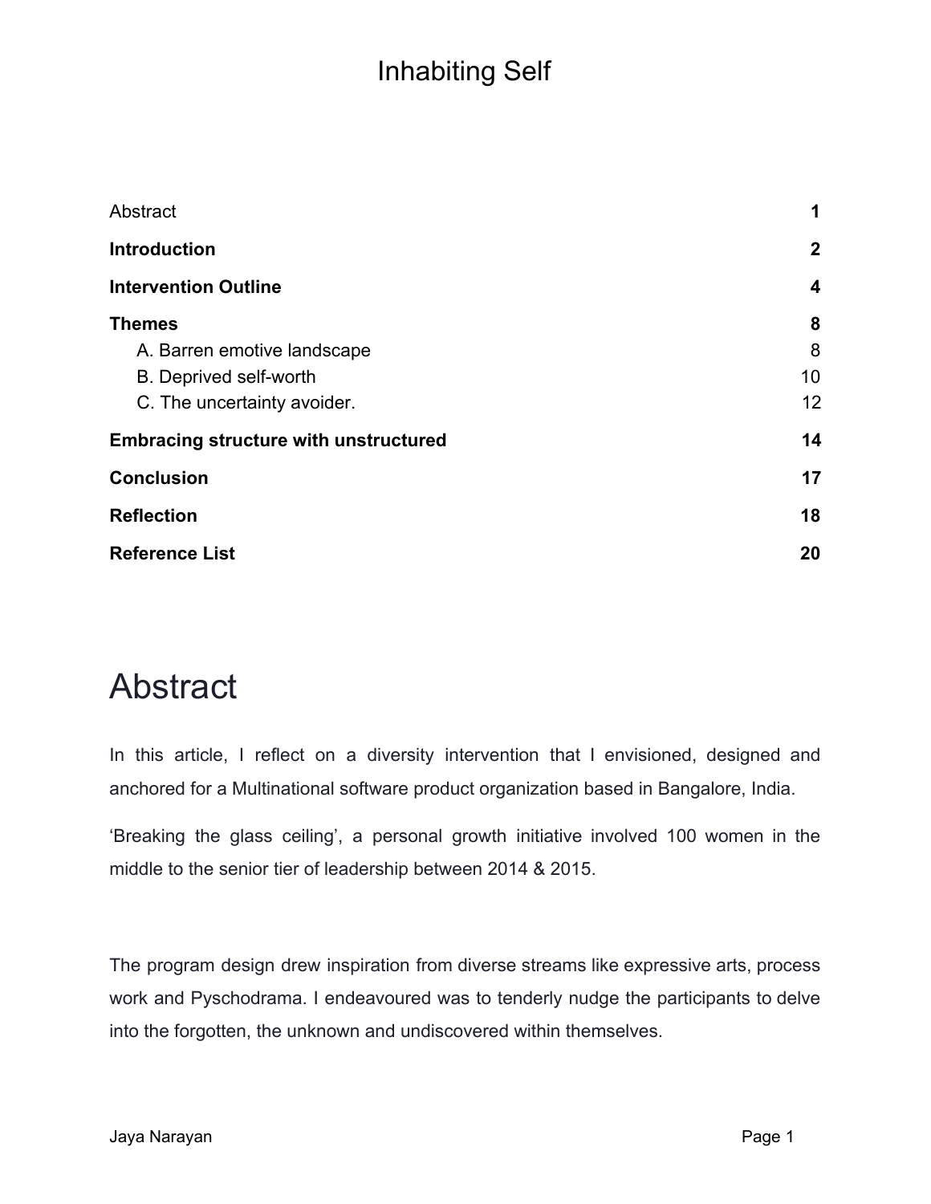# Inhabiting Self

| | |
|---|---|
| Abstract | **1** |
| **Introduction** | **2** |
| **Intervention Outline** | **4** |
| **Themes** | **8** |
| A. Barren emotive landscape | 8 |
| B. Deprived self-worth | 10 |
| C. The uncertainty avoider. | 12 |
| **Embracing structure with unstructured** | **14** |
| **Conclusion** | **17** |
| **Reflection** | **18** |
| **Reference List** | **20** |

# Abstract

In this article, I reflect on a diversity intervention that I envisioned, designed and anchored for a Multinational software product organization based in Bangalore, India.

'Breaking the glass ceiling', a personal growth initiative involved 100 women in the middle to the senior tier of leadership between 2014 & 2015.

The program design drew inspiration from diverse streams like expressive arts, process work and Pyschodrama. I endeavoured was to tenderly nudge the participants to delve into the forgotten, the unknown and undiscovered within themselves.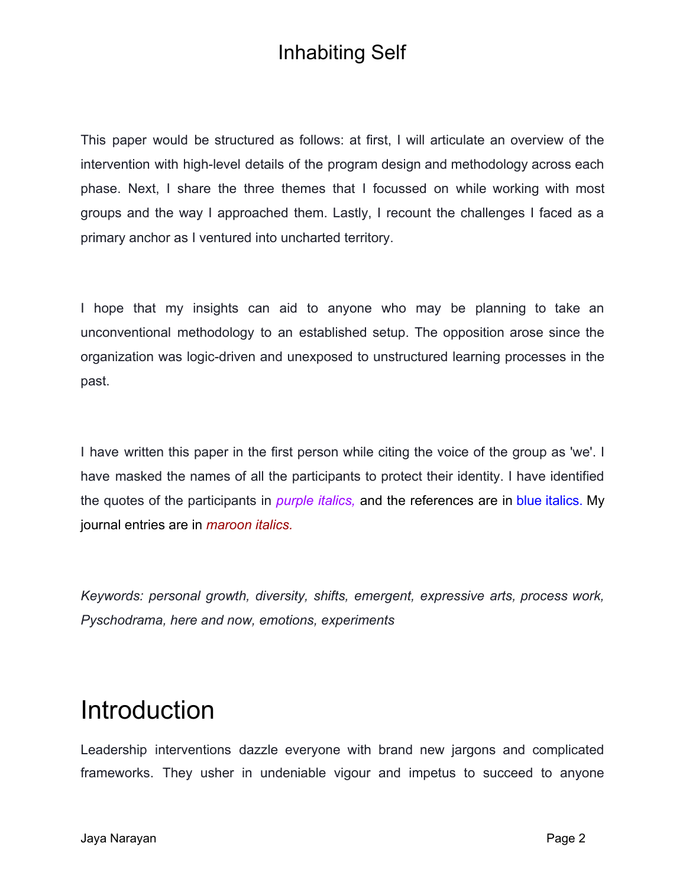# Inhabiting Self

This paper would be structured as follows: at first, I will articulate an overview of the intervention with high-level details of the program design and methodology across each phase. Next, I share the three themes that I focussed on while working with most groups and the way I approached them. Lastly, I recount the challenges I faced as a primary anchor as I ventured into uncharted territory.

I hope that my insights can aid to anyone who may be planning to take an unconventional methodology to an established setup. The opposition arose since the organization was logic-driven and unexposed to unstructured learning processes in the past.

I have written this paper in the first person while citing the voice of the group as 'we'. I have masked the names of all the participants to protect their identity. I have identified the quotes of the participants in *purple italics,* and the references are in blue italics. My journal entries are in *maroon italics.*

*Keywords: personal growth, diversity, shifts, emergent, expressive arts, process work, Pyschodrama, here and now, emotions, experiments*

# Introduction

Leadership interventions dazzle everyone with brand new jargons and complicated frameworks. They usher in undeniable vigour and impetus to succeed to anyone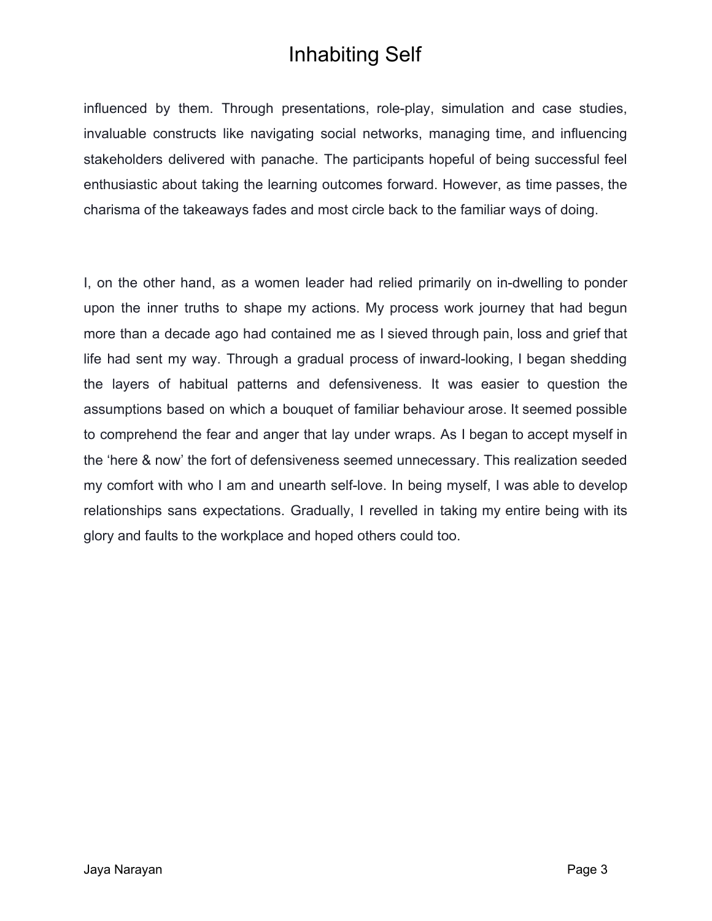influenced by them. Through presentations, role-play, simulation and case studies, invaluable constructs like navigating social networks, managing time, and influencing stakeholders delivered with panache. The participants hopeful of being successful feel enthusiastic about taking the learning outcomes forward. However, as time passes, the charisma of the takeaways fades and most circle back to the familiar ways of doing.

I, on the other hand, as a women leader had relied primarily on in-dwelling to ponder upon the inner truths to shape my actions. My process work journey that had begun more than a decade ago had contained me as I sieved through pain, loss and grief that life had sent my way. Through a gradual process of inward-looking, I began shedding the layers of habitual patterns and defensiveness. It was easier to question the assumptions based on which a bouquet of familiar behaviour arose. It seemed possible to comprehend the fear and anger that lay under wraps. As I began to accept myself in the 'here & now' the fort of defensiveness seemed unnecessary. This realization seeded my comfort with who I am and unearth self-love. In being myself, I was able to develop relationships sans expectations. Gradually, I revelled in taking my entire being with its glory and faults to the workplace and hoped others could too.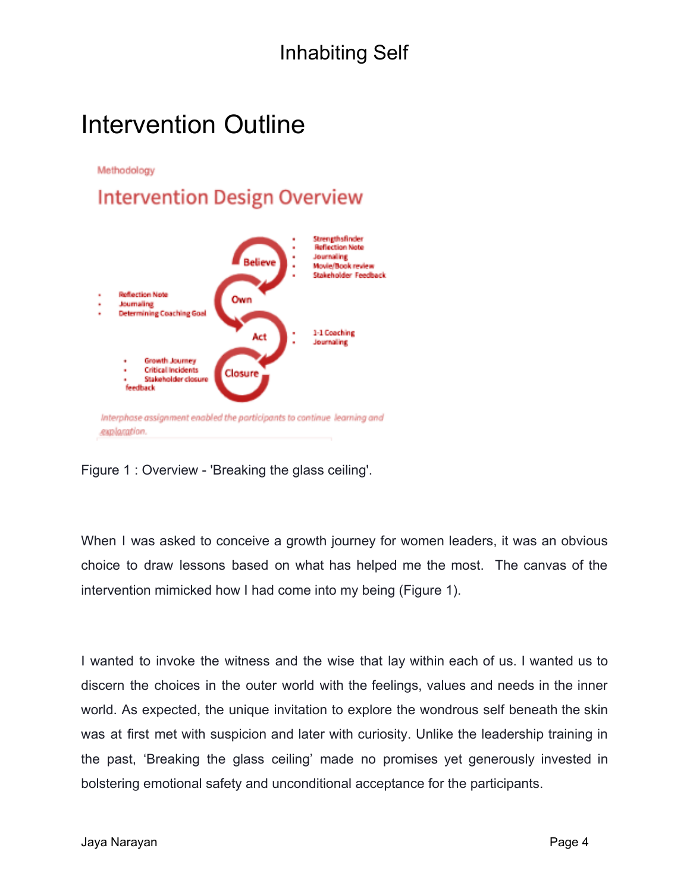# Intervention Outline

Methodology

## Intervention Design Overview

Believe
- Strengthsfinder
- Reflection Note
- Journaling
- Movie/Book review
- Stakeholder Feedback

Own
- Reflection Note
- Journaling
- Determining Coaching Goal

Act
- 1-1 Coaching
- Journaling

Closure
- Growth Journey
- Critical Incidents
- Stakeholder closure feedback

*Interphase assignment enabled the participants to continue learning and exploration.*

Figure 1 : Overview - 'Breaking the glass ceiling'.

When I was asked to conceive a growth journey for women leaders, it was an obvious choice to draw lessons based on what has helped me the most. The canvas of the intervention mimicked how I had come into my being (Figure 1).

I wanted to invoke the witness and the wise that lay within each of us. I wanted us to discern the choices in the outer world with the feelings, values and needs in the inner world. As expected, the unique invitation to explore the wondrous self beneath the skin was at first met with suspicion and later with curiosity. Unlike the leadership training in the past, 'Breaking the glass ceiling' made no promises yet generously invested in bolstering emotional safety and unconditional acceptance for the participants.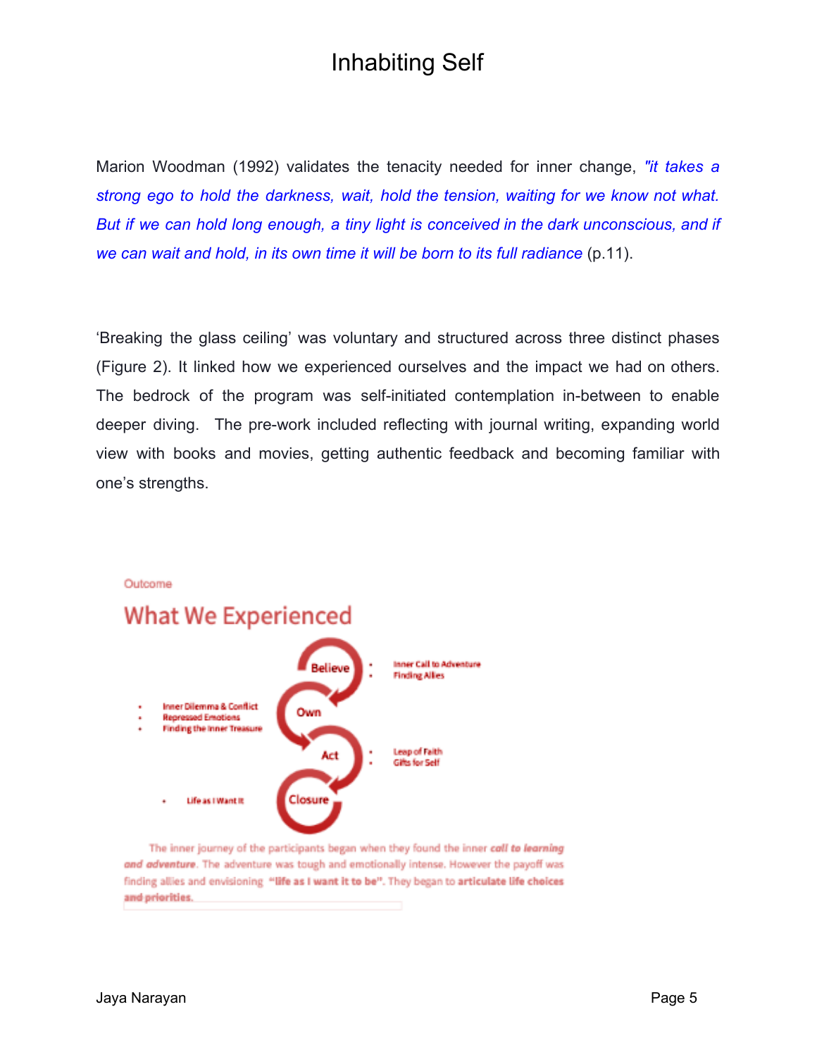Marion Woodman (1992) validates the tenacity needed for inner change, *"it takes a strong ego to hold the darkness, wait, hold the tension, waiting for we know not what. But if we can hold long enough, a tiny light is conceived in the dark unconscious, and if we can wait and hold, in its own time it will be born to its full radiance* (p.11).

'Breaking the glass ceiling' was voluntary and structured across three distinct phases (Figure 2). It linked how we experienced ourselves and the impact we had on others. The bedrock of the program was self-initiated contemplation in-between to enable deeper diving. The pre-work included reflecting with journal writing, expanding world view with books and movies, getting authentic feedback and becoming familiar with one's strengths.

Outcome

## What We Experienced

**Believe**
- Inner Call to Adventure
- Finding Allies

**Own**
- Inner Dilemma & Conflict
- Repressed Emotions
- Finding the Inner Treasure

**Act**
- Leap of Faith
- Gifts for Self

**Closure**
- Life as I Want It

The inner journey of the participants began when they found the inner ***call to learning and adventure***. The adventure was tough and emotionally intense. However the payoff was finding allies and envisioning **"life as I want it to be"**. They began to **articulate life choices and priorities.**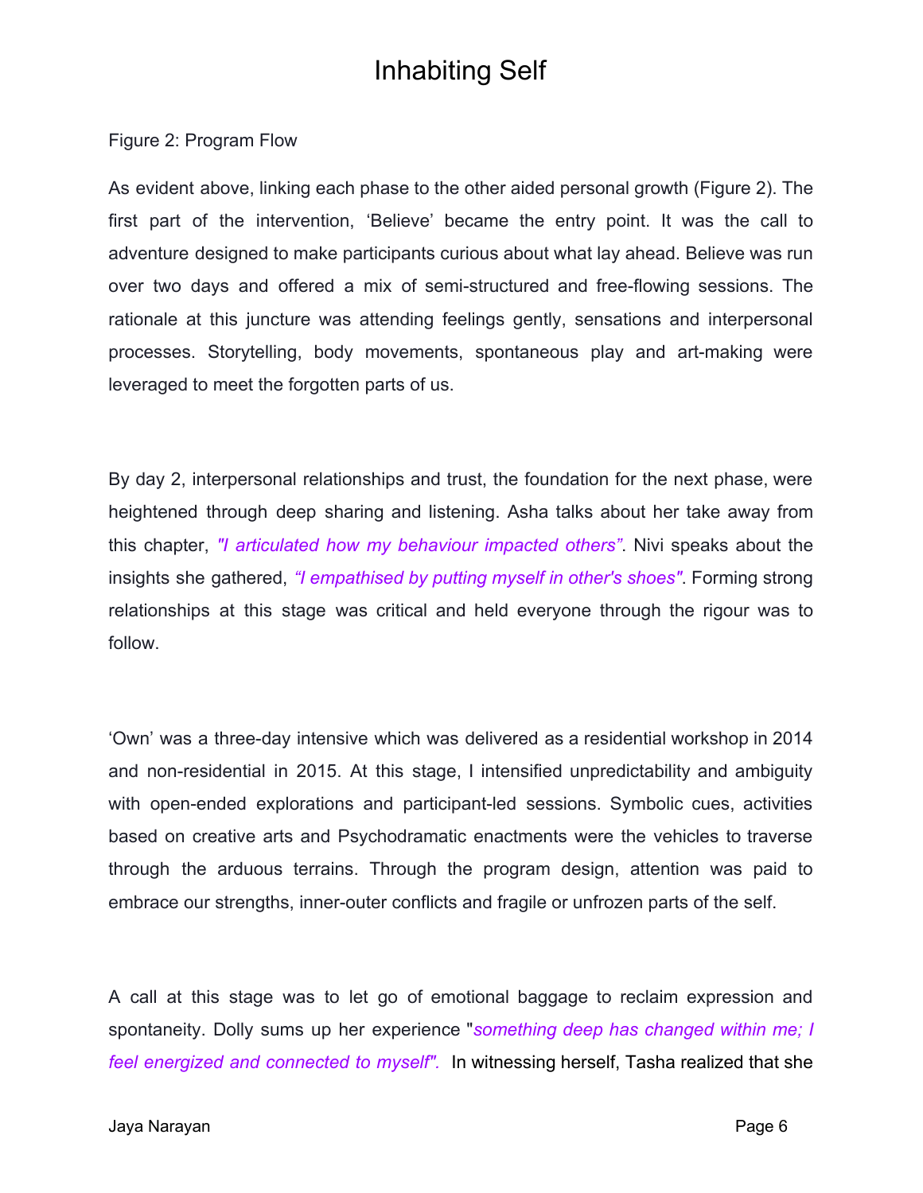Figure 2: Program Flow

As evident above, linking each phase to the other aided personal growth (Figure 2). The first part of the intervention, 'Believe' became the entry point. It was the call to adventure designed to make participants curious about what lay ahead. Believe was run over two days and offered a mix of semi-structured and free-flowing sessions. The rationale at this juncture was attending feelings gently, sensations and interpersonal processes. Storytelling, body movements, spontaneous play and art-making were leveraged to meet the forgotten parts of us.

By day 2, interpersonal relationships and trust, the foundation for the next phase, were heightened through deep sharing and listening. Asha talks about her take away from this chapter, *"I articulated how my behaviour impacted others"*. Nivi speaks about the insights she gathered, *"I empathised by putting myself in other's shoes"*. Forming strong relationships at this stage was critical and held everyone through the rigour was to follow.

'Own' was a three-day intensive which was delivered as a residential workshop in 2014 and non-residential in 2015. At this stage, I intensified unpredictability and ambiguity with open-ended explorations and participant-led sessions. Symbolic cues, activities based on creative arts and Psychodramatic enactments were the vehicles to traverse through the arduous terrains. Through the program design, attention was paid to embrace our strengths, inner-outer conflicts and fragile or unfrozen parts of the self.

A call at this stage was to let go of emotional baggage to reclaim expression and spontaneity. Dolly sums up her experience "*something deep has changed within me; I feel energized and connected to myself*". In witnessing herself, Tasha realized that she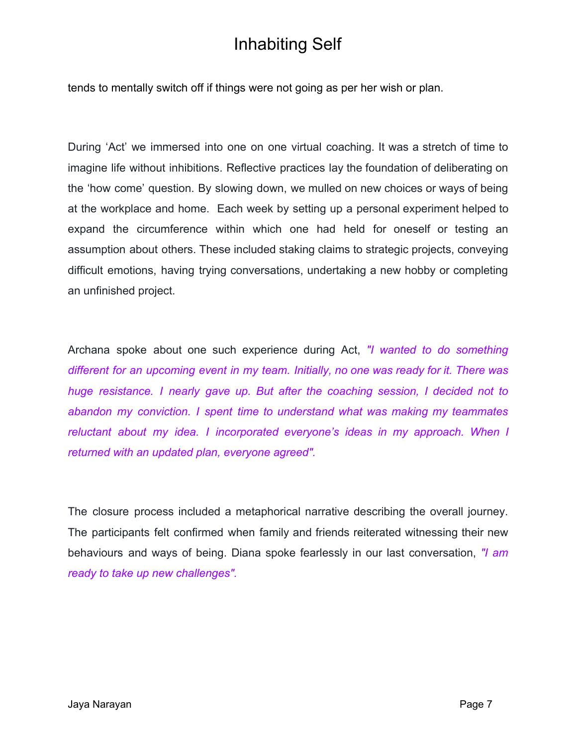tends to mentally switch off if things were not going as per her wish or plan.

During 'Act' we immersed into one on one virtual coaching. It was a stretch of time to imagine life without inhibitions. Reflective practices lay the foundation of deliberating on the 'how come' question. By slowing down, we mulled on new choices or ways of being at the workplace and home. Each week by setting up a personal experiment helped to expand the circumference within which one had held for oneself or testing an assumption about others. These included staking claims to strategic projects, conveying difficult emotions, having trying conversations, undertaking a new hobby or completing an unfinished project.

Archana spoke about one such experience during Act, *"I wanted to do something different for an upcoming event in my team. Initially, no one was ready for it. There was huge resistance. I nearly gave up. But after the coaching session, I decided not to abandon my conviction. I spent time to understand what was making my teammates reluctant about my idea. I incorporated everyone's ideas in my approach. When I returned with an updated plan, everyone agreed".*

The closure process included a metaphorical narrative describing the overall journey. The participants felt confirmed when family and friends reiterated witnessing their new behaviours and ways of being. Diana spoke fearlessly in our last conversation, *"I am ready to take up new challenges".*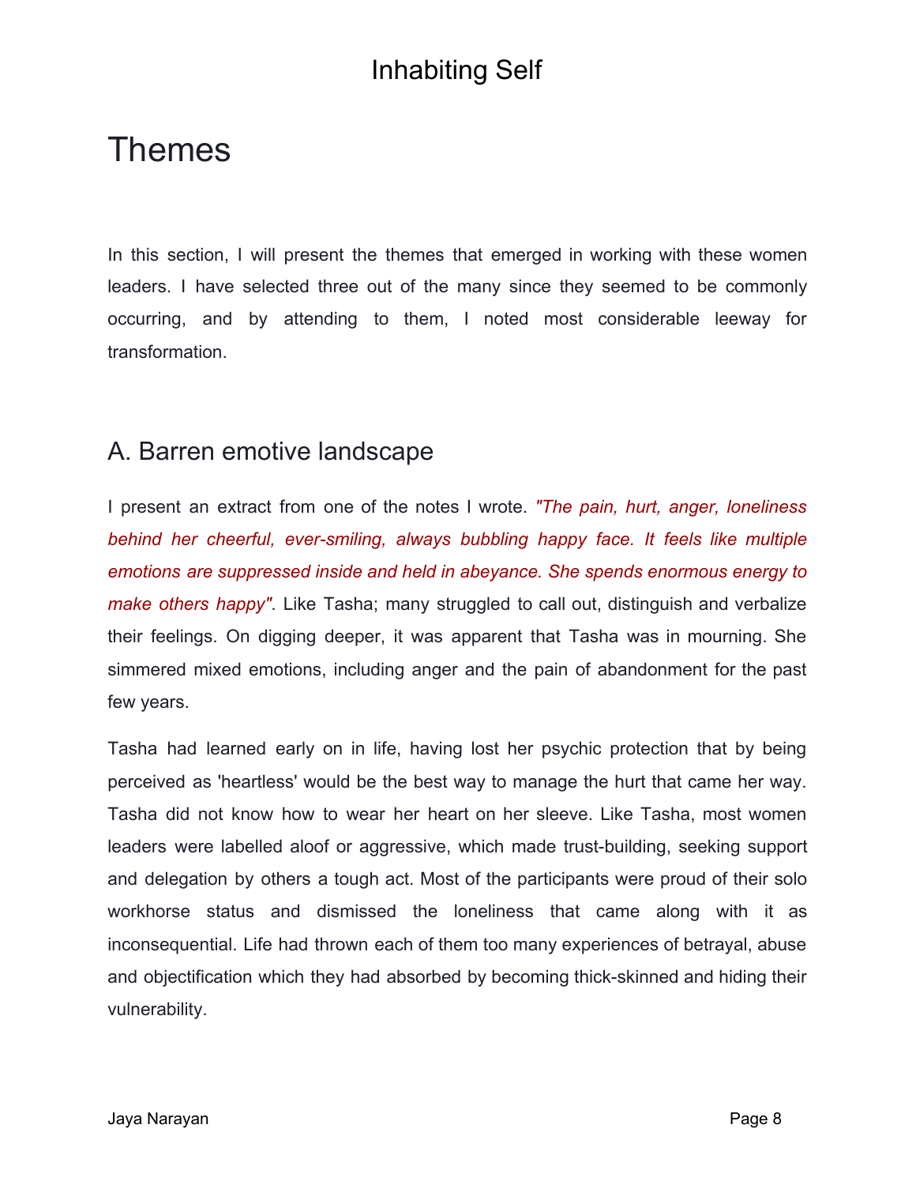# Themes

In this section, I will present the themes that emerged in working with these women leaders. I have selected three out of the many since they seemed to be commonly occurring, and by attending to them, I noted most considerable leeway for transformation.

## A. Barren emotive landscape

I present an extract from one of the notes I wrote. *"The pain, hurt, anger, loneliness behind her cheerful, ever-smiling, always bubbling happy face. It feels like multiple emotions are suppressed inside and held in abeyance. She spends enormous energy to make others happy"*. Like Tasha; many struggled to call out, distinguish and verbalize their feelings. On digging deeper, it was apparent that Tasha was in mourning. She simmered mixed emotions, including anger and the pain of abandonment for the past few years.

Tasha had learned early on in life, having lost her psychic protection that by being perceived as 'heartless' would be the best way to manage the hurt that came her way. Tasha did not know how to wear her heart on her sleeve. Like Tasha, most women leaders were labelled aloof or aggressive, which made trust-building, seeking support and delegation by others a tough act. Most of the participants were proud of their solo workhorse status and dismissed the loneliness that came along with it as inconsequential. Life had thrown each of them too many experiences of betrayal, abuse and objectification which they had absorbed by becoming thick-skinned and hiding their vulnerability.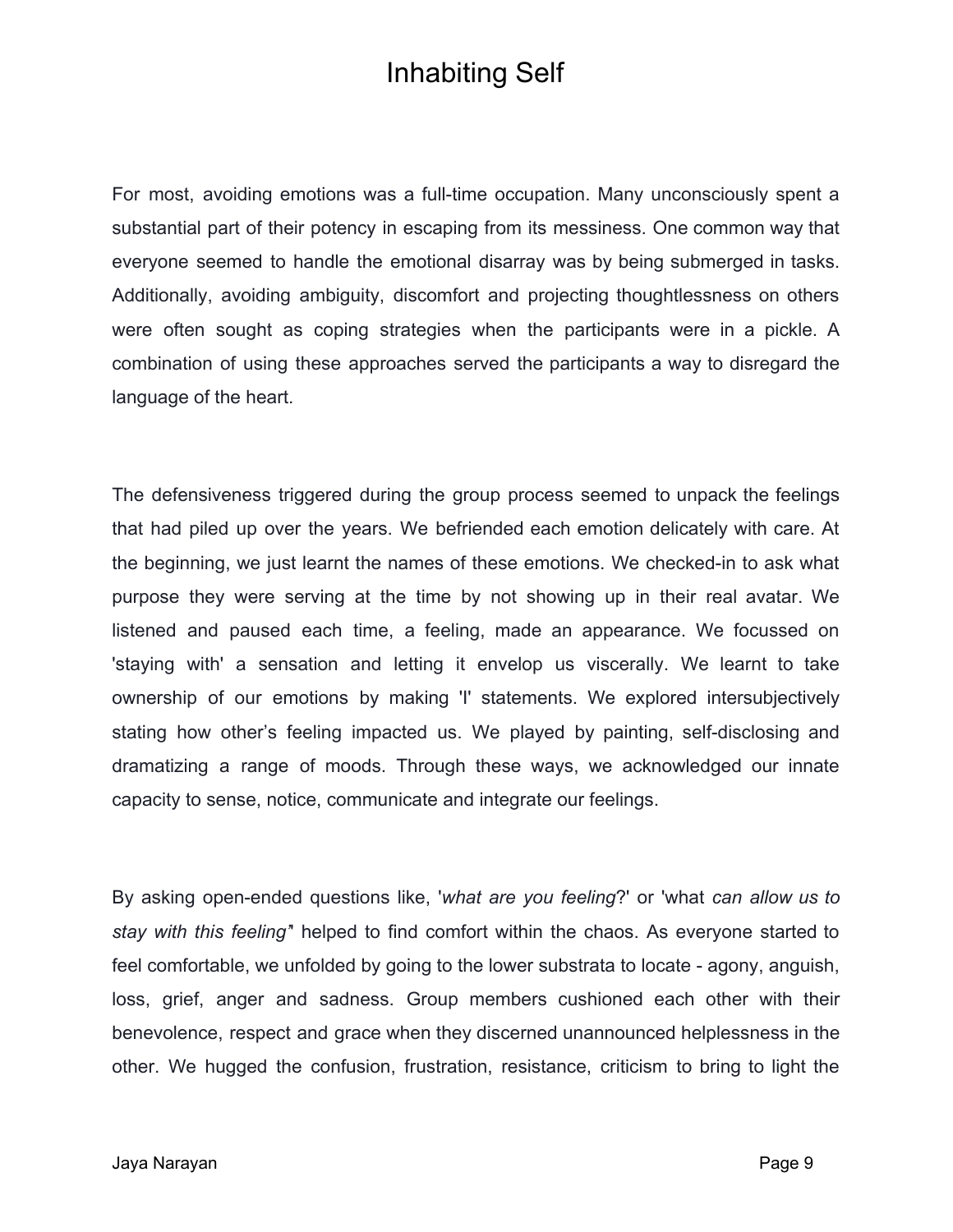# Inhabiting Self

For most, avoiding emotions was a full-time occupation. Many unconsciously spent a substantial part of their potency in escaping from its messiness. One common way that everyone seemed to handle the emotional disarray was by being submerged in tasks. Additionally, avoiding ambiguity, discomfort and projecting thoughtlessness on others were often sought as coping strategies when the participants were in a pickle. A combination of using these approaches served the participants a way to disregard the language of the heart.

The defensiveness triggered during the group process seemed to unpack the feelings that had piled up over the years. We befriended each emotion delicately with care. At the beginning, we just learnt the names of these emotions. We checked-in to ask what purpose they were serving at the time by not showing up in their real avatar. We listened and paused each time, a feeling, made an appearance. We focussed on 'staying with' a sensation and letting it envelop us viscerally. We learnt to take ownership of our emotions by making 'I' statements. We explored intersubjectively stating how other's feeling impacted us. We played by painting, self-disclosing and dramatizing a range of moods. Through these ways, we acknowledged our innate capacity to sense, notice, communicate and integrate our feelings.

By asking open-ended questions like, '*what are you feeling*?' or 'what *can allow us to stay with this feeling*" helped to find comfort within the chaos. As everyone started to feel comfortable, we unfolded by going to the lower substrata to locate - agony, anguish, loss, grief, anger and sadness. Group members cushioned each other with their benevolence, respect and grace when they discerned unannounced helplessness in the other. We hugged the confusion, frustration, resistance, criticism to bring to light the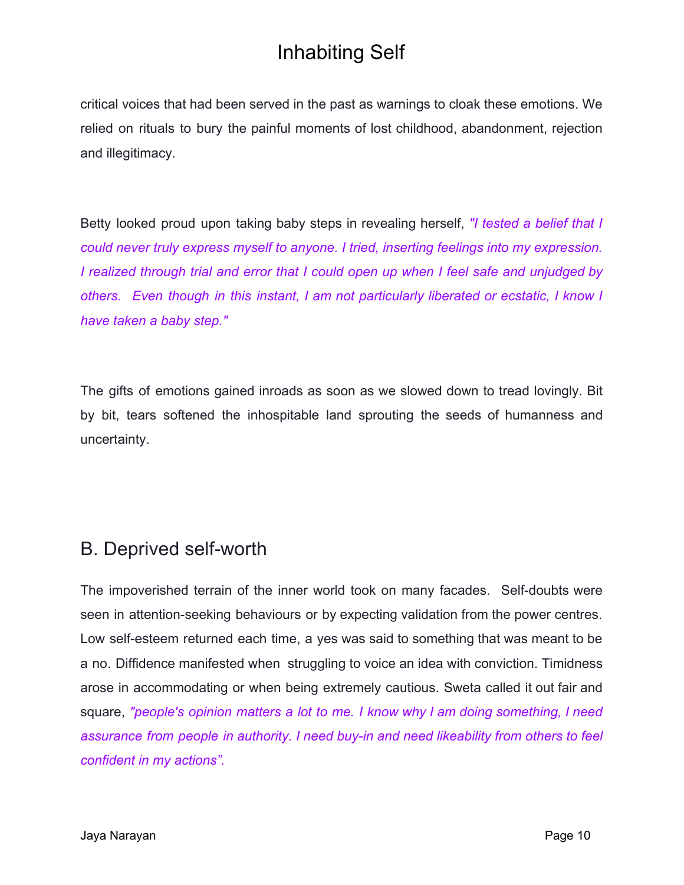critical voices that had been served in the past as warnings to cloak these emotions. We relied on rituals to bury the painful moments of lost childhood, abandonment, rejection and illegitimacy.

Betty looked proud upon taking baby steps in revealing herself, *"I tested a belief that I could never truly express myself to anyone. I tried, inserting feelings into my expression. I realized through trial and error that I could open up when I feel safe and unjudged by others. Even though in this instant, I am not particularly liberated or ecstatic, I know I have taken a baby step."*

The gifts of emotions gained inroads as soon as we slowed down to tread lovingly. Bit by bit, tears softened the inhospitable land sprouting the seeds of humanness and uncertainty.

## B. Deprived self-worth

The impoverished terrain of the inner world took on many facades. Self-doubts were seen in attention-seeking behaviours or by expecting validation from the power centres. Low self-esteem returned each time, a yes was said to something that was meant to be a no. Diffidence manifested when struggling to voice an idea with conviction. Timidness arose in accommodating or when being extremely cautious. Sweta called it out fair and square, *"people's opinion matters a lot to me. I know why I am doing something, I need assurance from people in authority. I need buy-in and need likeability from others to feel confident in my actions".*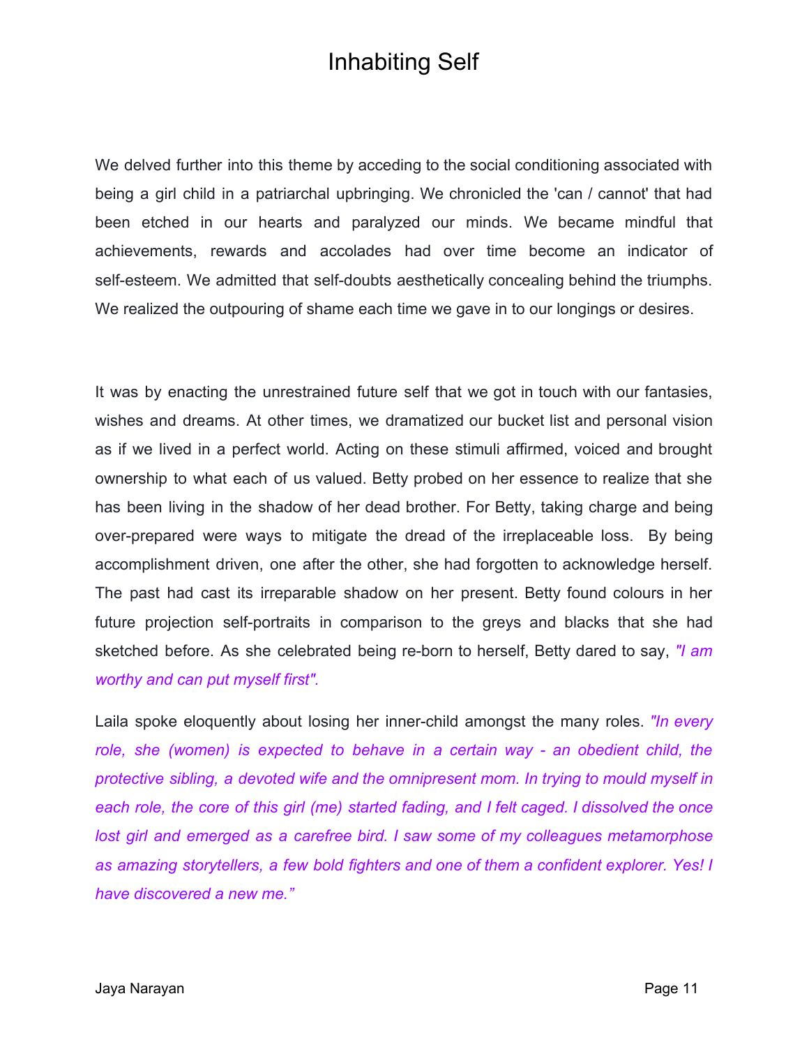# Inhabiting Self

We delved further into this theme by acceding to the social conditioning associated with being a girl child in a patriarchal upbringing. We chronicled the 'can / cannot' that had been etched in our hearts and paralyzed our minds. We became mindful that achievements, rewards and accolades had over time become an indicator of self-esteem. We admitted that self-doubts aesthetically concealing behind the triumphs. We realized the outpouring of shame each time we gave in to our longings or desires.

It was by enacting the unrestrained future self that we got in touch with our fantasies, wishes and dreams. At other times, we dramatized our bucket list and personal vision as if we lived in a perfect world. Acting on these stimuli affirmed, voiced and brought ownership to what each of us valued. Betty probed on her essence to realize that she has been living in the shadow of her dead brother. For Betty, taking charge and being over-prepared were ways to mitigate the dread of the irreplaceable loss. By being accomplishment driven, one after the other, she had forgotten to acknowledge herself. The past had cast its irreparable shadow on her present. Betty found colours in her future projection self-portraits in comparison to the greys and blacks that she had sketched before. As she celebrated being re-born to herself, Betty dared to say, *"I am worthy and can put myself first".*

Laila spoke eloquently about losing her inner-child amongst the many roles. *"In every role, she (women) is expected to behave in a certain way - an obedient child, the protective sibling, a devoted wife and the omnipresent mom. In trying to mould myself in each role, the core of this girl (me) started fading, and I felt caged. I dissolved the once lost girl and emerged as a carefree bird. I saw some of my colleagues metamorphose as amazing storytellers, a few bold fighters and one of them a confident explorer. Yes! I have discovered a new me."*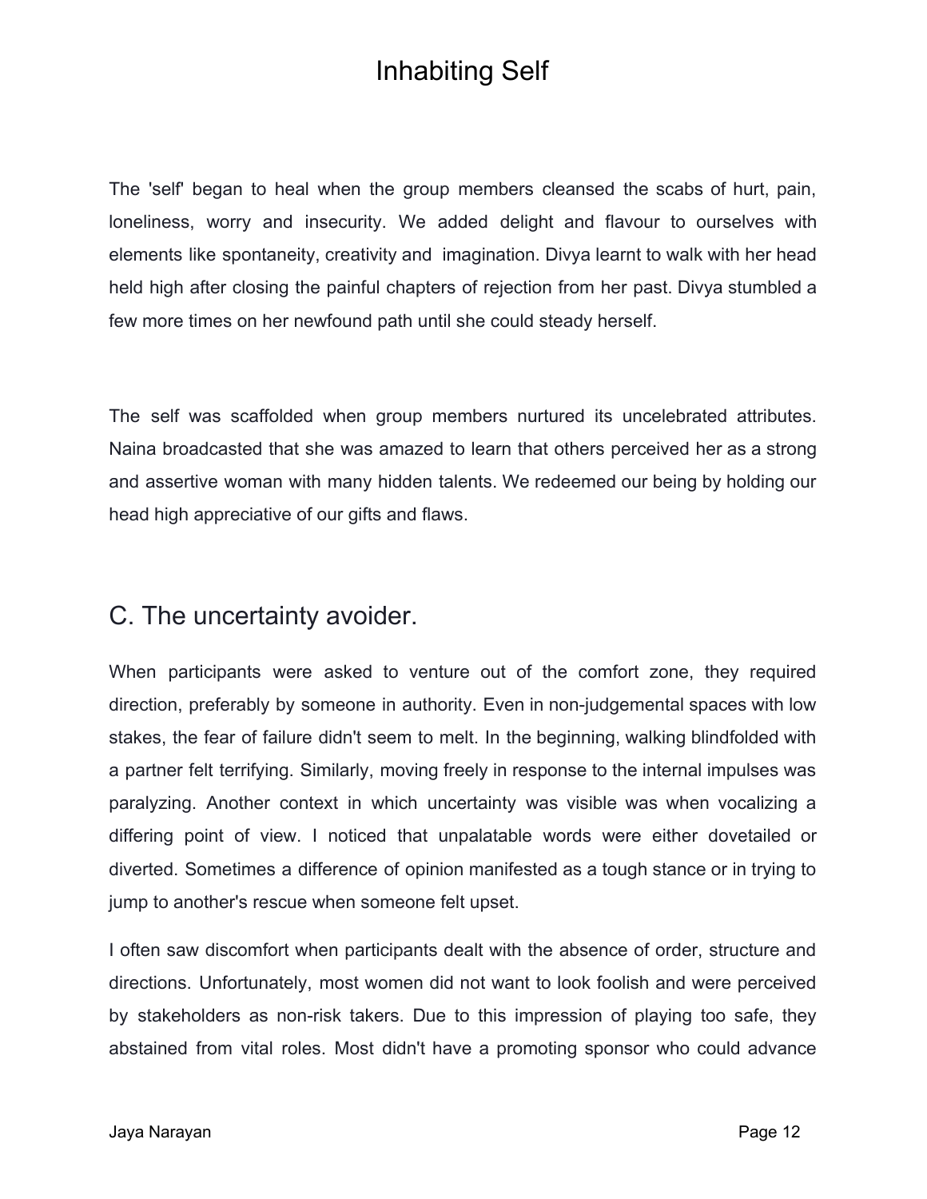The 'self' began to heal when the group members cleansed the scabs of hurt, pain, loneliness, worry and insecurity. We added delight and flavour to ourselves with elements like spontaneity, creativity and imagination. Divya learnt to walk with her head held high after closing the painful chapters of rejection from her past. Divya stumbled a few more times on her newfound path until she could steady herself.

The self was scaffolded when group members nurtured its uncelebrated attributes. Naina broadcasted that she was amazed to learn that others perceived her as a strong and assertive woman with many hidden talents. We redeemed our being by holding our head high appreciative of our gifts and flaws.

## C. The uncertainty avoider.

When participants were asked to venture out of the comfort zone, they required direction, preferably by someone in authority. Even in non-judgemental spaces with low stakes, the fear of failure didn't seem to melt. In the beginning, walking blindfolded with a partner felt terrifying. Similarly, moving freely in response to the internal impulses was paralyzing. Another context in which uncertainty was visible was when vocalizing a differing point of view. I noticed that unpalatable words were either dovetailed or diverted. Sometimes a difference of opinion manifested as a tough stance or in trying to jump to another's rescue when someone felt upset.

I often saw discomfort when participants dealt with the absence of order, structure and directions. Unfortunately, most women did not want to look foolish and were perceived by stakeholders as non-risk takers. Due to this impression of playing too safe, they abstained from vital roles. Most didn't have a promoting sponsor who could advance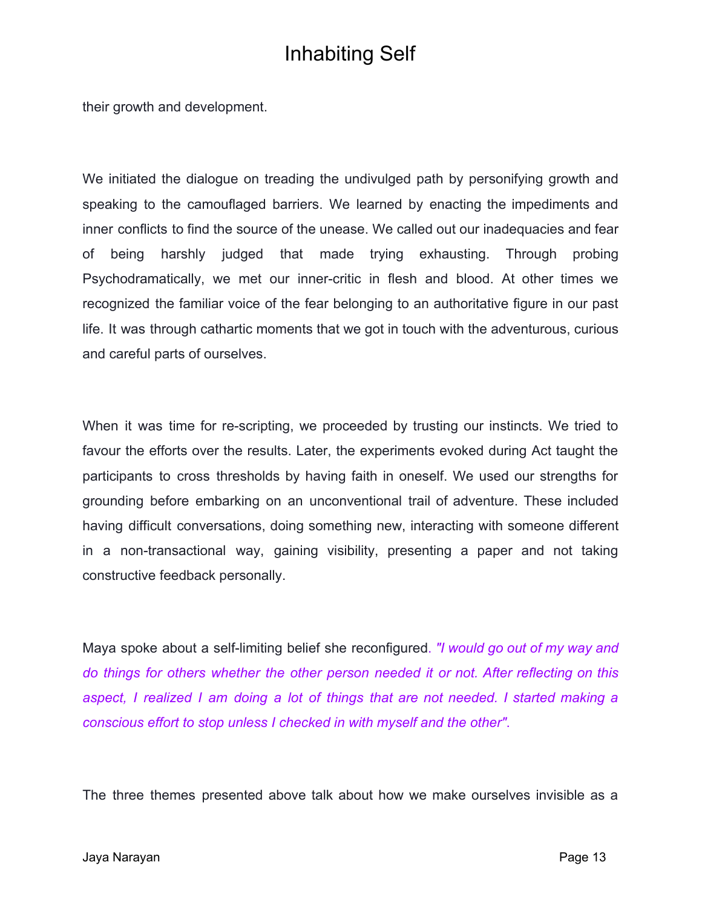their growth and development.

We initiated the dialogue on treading the undivulged path by personifying growth and speaking to the camouflaged barriers. We learned by enacting the impediments and inner conflicts to find the source of the unease. We called out our inadequacies and fear of being harshly judged that made trying exhausting. Through probing Psychodramatically, we met our inner-critic in flesh and blood. At other times we recognized the familiar voice of the fear belonging to an authoritative figure in our past life. It was through cathartic moments that we got in touch with the adventurous, curious and careful parts of ourselves.

When it was time for re-scripting, we proceeded by trusting our instincts. We tried to favour the efforts over the results. Later, the experiments evoked during Act taught the participants to cross thresholds by having faith in oneself. We used our strengths for grounding before embarking on an unconventional trail of adventure. These included having difficult conversations, doing something new, interacting with someone different in a non-transactional way, gaining visibility, presenting a paper and not taking constructive feedback personally.

Maya spoke about a self-limiting belief she reconfigured. *"I would go out of my way and do things for others whether the other person needed it or not. After reflecting on this aspect, I realized I am doing a lot of things that are not needed. I started making a conscious effort to stop unless I checked in with myself and the other".*

The three themes presented above talk about how we make ourselves invisible as a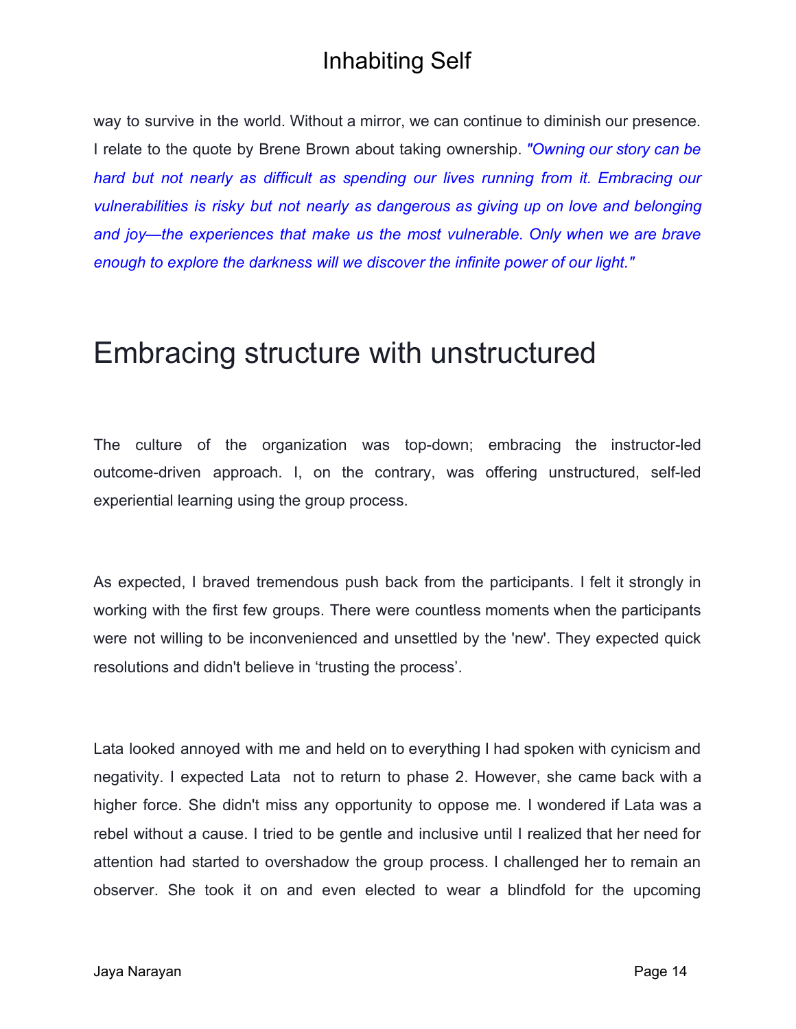way to survive in the world. Without a mirror, we can continue to diminish our presence. I relate to the quote by Brene Brown about taking ownership. *"Owning our story can be hard but not nearly as difficult as spending our lives running from it. Embracing our vulnerabilities is risky but not nearly as dangerous as giving up on love and belonging and joy—the experiences that make us the most vulnerable. Only when we are brave enough to explore the darkness will we discover the infinite power of our light."*

# Embracing structure with unstructured

The culture of the organization was top-down; embracing the instructor-led outcome-driven approach. I, on the contrary, was offering unstructured, self-led experiential learning using the group process.

As expected, I braved tremendous push back from the participants. I felt it strongly in working with the first few groups. There were countless moments when the participants were not willing to be inconvenienced and unsettled by the 'new'. They expected quick resolutions and didn't believe in ‘trusting the process’.

Lata looked annoyed with me and held on to everything I had spoken with cynicism and negativity. I expected Lata not to return to phase 2. However, she came back with a higher force. She didn't miss any opportunity to oppose me. I wondered if Lata was a rebel without a cause. I tried to be gentle and inclusive until I realized that her need for attention had started to overshadow the group process. I challenged her to remain an observer. She took it on and even elected to wear a blindfold for the upcoming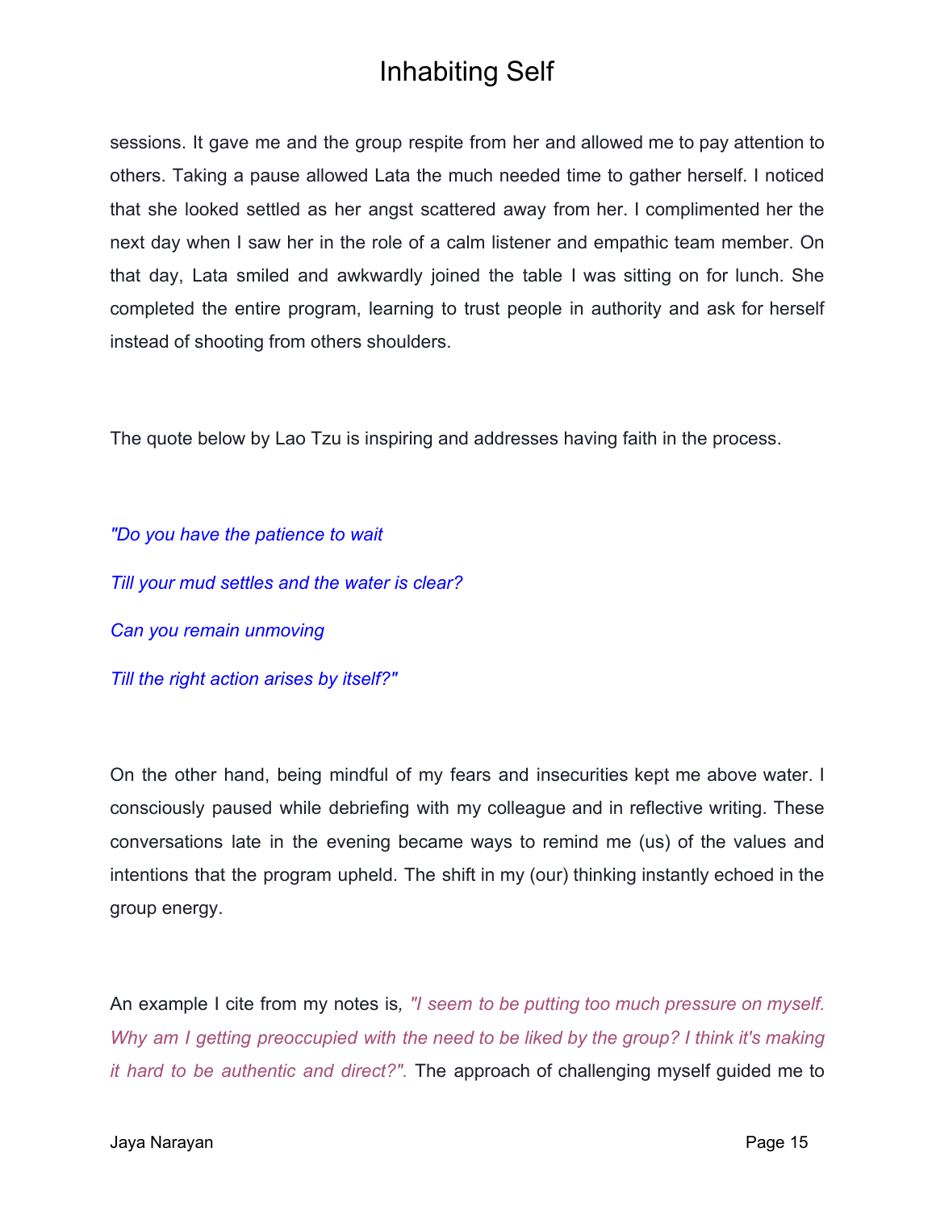sessions. It gave me and the group respite from her and allowed me to pay attention to others. Taking a pause allowed Lata the much needed time to gather herself. I noticed that she looked settled as her angst scattered away from her. I complimented her the next day when I saw her in the role of a calm listener and empathic team member. On that day, Lata smiled and awkwardly joined the table I was sitting on for lunch. She completed the entire program, learning to trust people in authority and ask for herself instead of shooting from others shoulders.

The quote below by Lao Tzu is inspiring and addresses having faith in the process.

*"Do you have the patience to wait*

*Till your mud settles and the water is clear?*

*Can you remain unmoving*

*Till the right action arises by itself?"*

On the other hand, being mindful of my fears and insecurities kept me above water. I consciously paused while debriefing with my colleague and in reflective writing. These conversations late in the evening became ways to remind me (us) of the values and intentions that the program upheld. The shift in my (our) thinking instantly echoed in the group energy.

An example I cite from my notes is, *"I seem to be putting too much pressure on myself. Why am I getting preoccupied with the need to be liked by the group? I think it's making it hard to be authentic and direct?".* The approach of challenging myself guided me to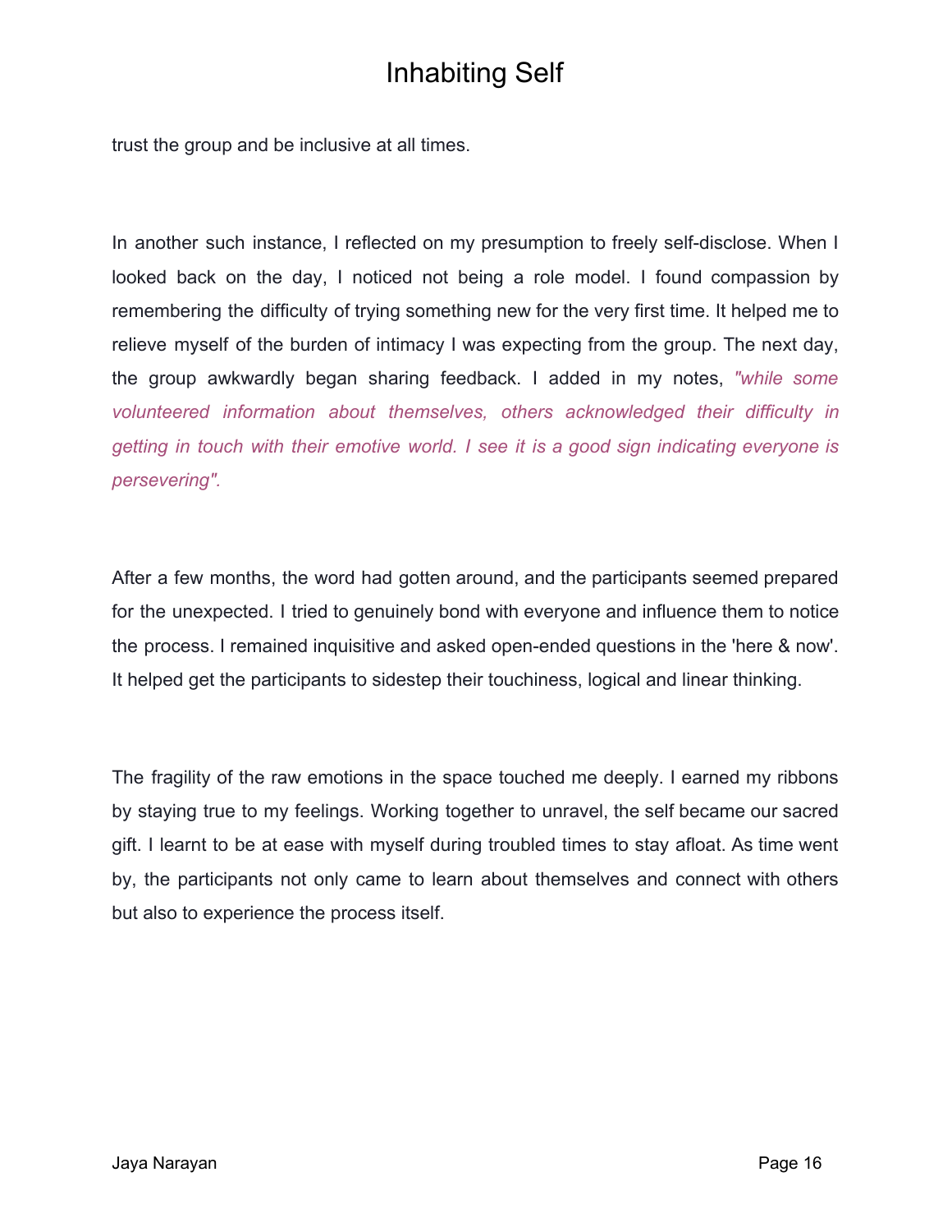trust the group and be inclusive at all times.

In another such instance, I reflected on my presumption to freely self-disclose. When I looked back on the day, I noticed not being a role model. I found compassion by remembering the difficulty of trying something new for the very first time. It helped me to relieve myself of the burden of intimacy I was expecting from the group. The next day, the group awkwardly began sharing feedback. I added in my notes, *"while some volunteered information about themselves, others acknowledged their difficulty in getting in touch with their emotive world. I see it is a good sign indicating everyone is persevering".*

After a few months, the word had gotten around, and the participants seemed prepared for the unexpected. I tried to genuinely bond with everyone and influence them to notice the process. I remained inquisitive and asked open-ended questions in the 'here & now'. It helped get the participants to sidestep their touchiness, logical and linear thinking.

The fragility of the raw emotions in the space touched me deeply. I earned my ribbons by staying true to my feelings. Working together to unravel, the self became our sacred gift. I learnt to be at ease with myself during troubled times to stay afloat. As time went by, the participants not only came to learn about themselves and connect with others but also to experience the process itself.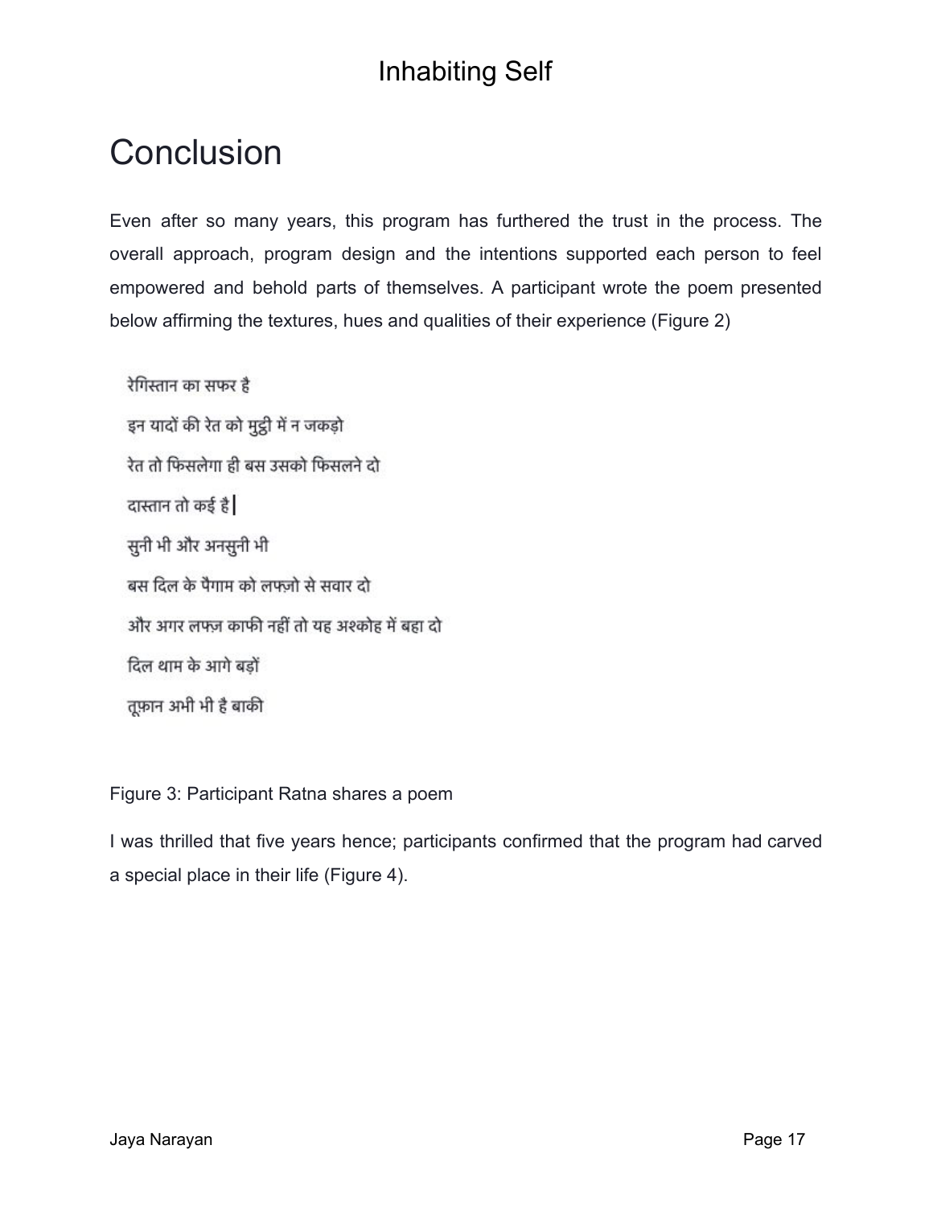# Conclusion

Even after so many years, this program has furthered the trust in the process. The overall approach, program design and the intentions supported each person to feel empowered and behold parts of themselves. A participant wrote the poem presented below affirming the textures, hues and qualities of their experience (Figure 2)

रेगिस्तान का सफर है

इन यादों की रेत को मुट्ठी में न जकड़ो

रेत तो फिसलेगा ही बस उसको फिसलने दो

दास्तान तो कई है|

सुनी भी और अनसुनी भी

बस दिल के पैगाम को लफ्ज़ो से सवार दो

और अगर लफ्ज़ काफी नहीं तो यह अश्कोह में बहा दो

दिल थाम के आगे बड़ों

तूफ़ान अभी भी है बाकी

Figure 3: Participant Ratna shares a poem

I was thrilled that five years hence; participants confirmed that the program had carved a special place in their life (Figure 4).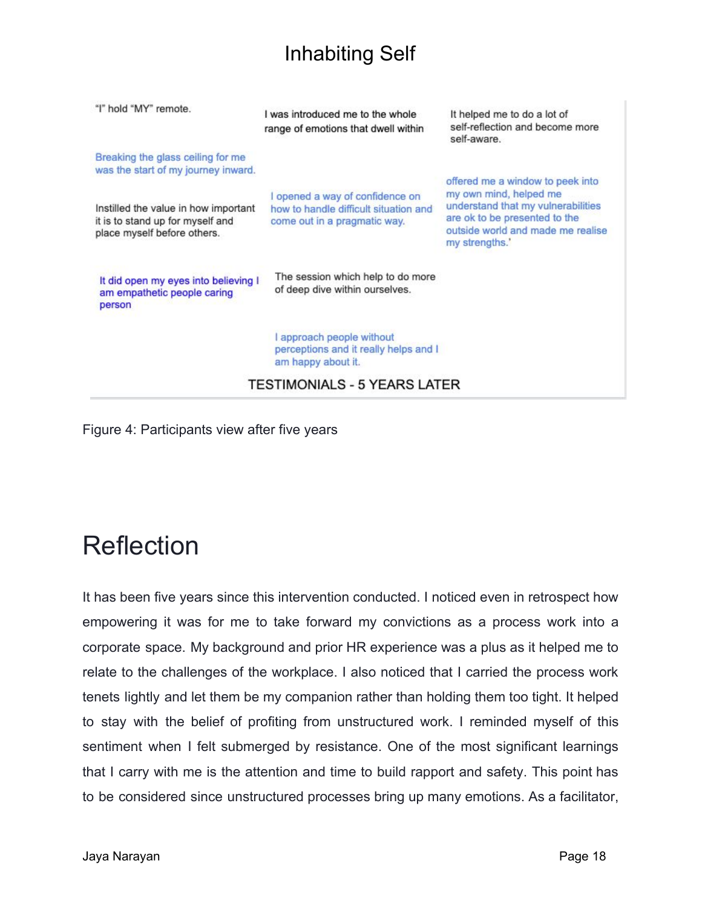Inhabiting Self

"I" hold "MY" remote.

I was introduced me to the whole range of emotions that dwell within

It helped me to do a lot of self-reflection and become more self-aware.

Breaking the glass ceiling for me was the start of my journey inward.

Instilled the value in how important it is to stand up for myself and place myself before others.

I opened a way of confidence on how to handle difficult situation and come out in a pragmatic way.

offered me a window to peek into my own mind, helped me understand that my vulnerabilities are ok to be presented to the outside world and made me realise my strengths.'

It did open my eyes into believing I am empathetic people caring person

The session which help to do more of deep dive within ourselves.

I approach people without perceptions and it really helps and I am happy about it.

TESTIMONIALS - 5 YEARS LATER

Figure 4: Participants view after five years

# Reflection

It has been five years since this intervention conducted. I noticed even in retrospect how empowering it was for me to take forward my convictions as a process work into a corporate space. My background and prior HR experience was a plus as it helped me to relate to the challenges of the workplace. I also noticed that I carried the process work tenets lightly and let them be my companion rather than holding them too tight. It helped to stay with the belief of profiting from unstructured work. I reminded myself of this sentiment when I felt submerged by resistance. One of the most significant learnings that I carry with me is the attention and time to build rapport and safety. This point has to be considered since unstructured processes bring up many emotions. As a facilitator,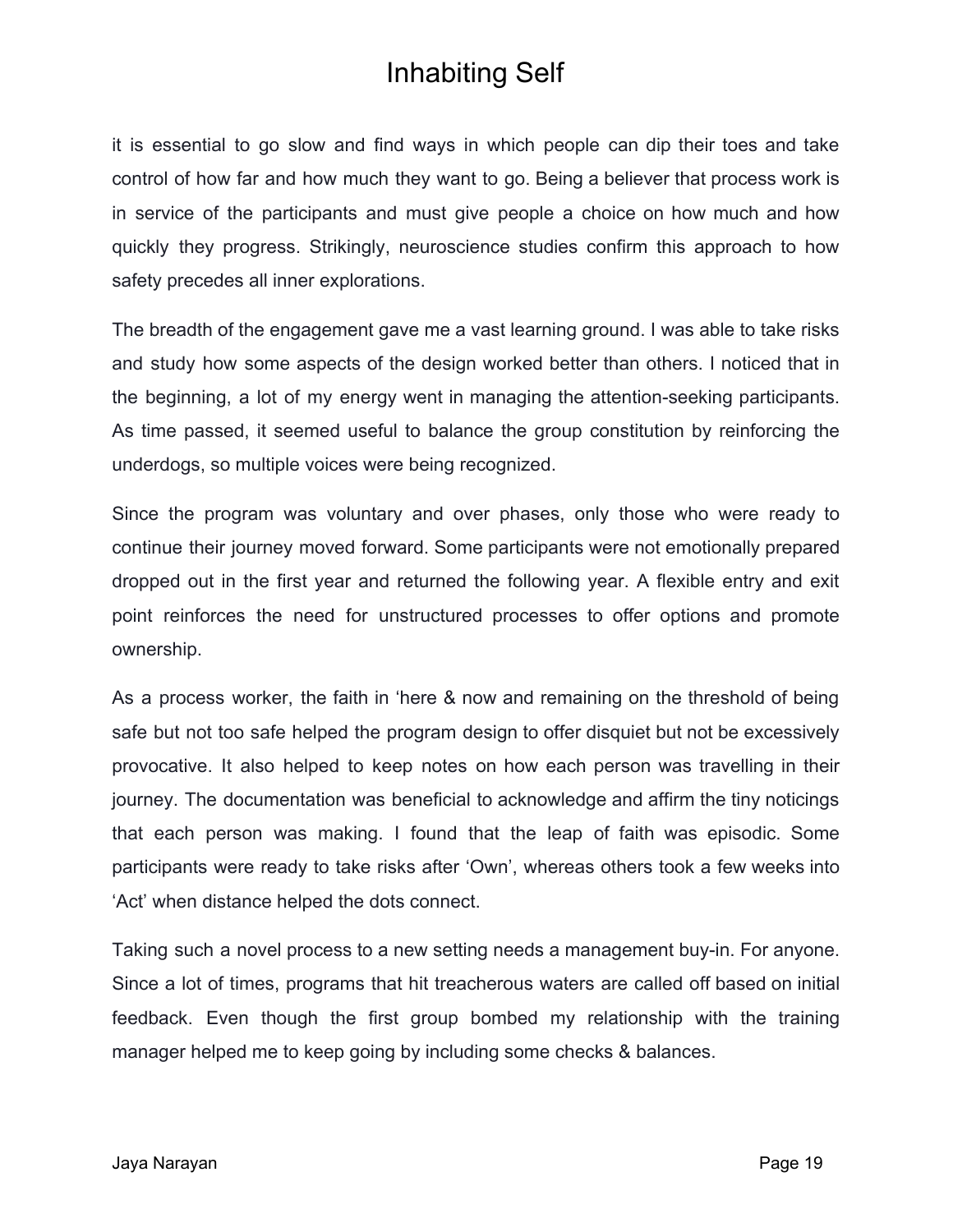it is essential to go slow and find ways in which people can dip their toes and take control of how far and how much they want to go. Being a believer that process work is in service of the participants and must give people a choice on how much and how quickly they progress. Strikingly, neuroscience studies confirm this approach to how safety precedes all inner explorations.

The breadth of the engagement gave me a vast learning ground. I was able to take risks and study how some aspects of the design worked better than others. I noticed that in the beginning, a lot of my energy went in managing the attention-seeking participants. As time passed, it seemed useful to balance the group constitution by reinforcing the underdogs, so multiple voices were being recognized.

Since the program was voluntary and over phases, only those who were ready to continue their journey moved forward. Some participants were not emotionally prepared dropped out in the first year and returned the following year. A flexible entry and exit point reinforces the need for unstructured processes to offer options and promote ownership.

As a process worker, the faith in 'here & now and remaining on the threshold of being safe but not too safe helped the program design to offer disquiet but not be excessively provocative. It also helped to keep notes on how each person was travelling in their journey. The documentation was beneficial to acknowledge and affirm the tiny noticings that each person was making. I found that the leap of faith was episodic. Some participants were ready to take risks after 'Own', whereas others took a few weeks into 'Act' when distance helped the dots connect.

Taking such a novel process to a new setting needs a management buy-in. For anyone. Since a lot of times, programs that hit treacherous waters are called off based on initial feedback. Even though the first group bombed my relationship with the training manager helped me to keep going by including some checks & balances.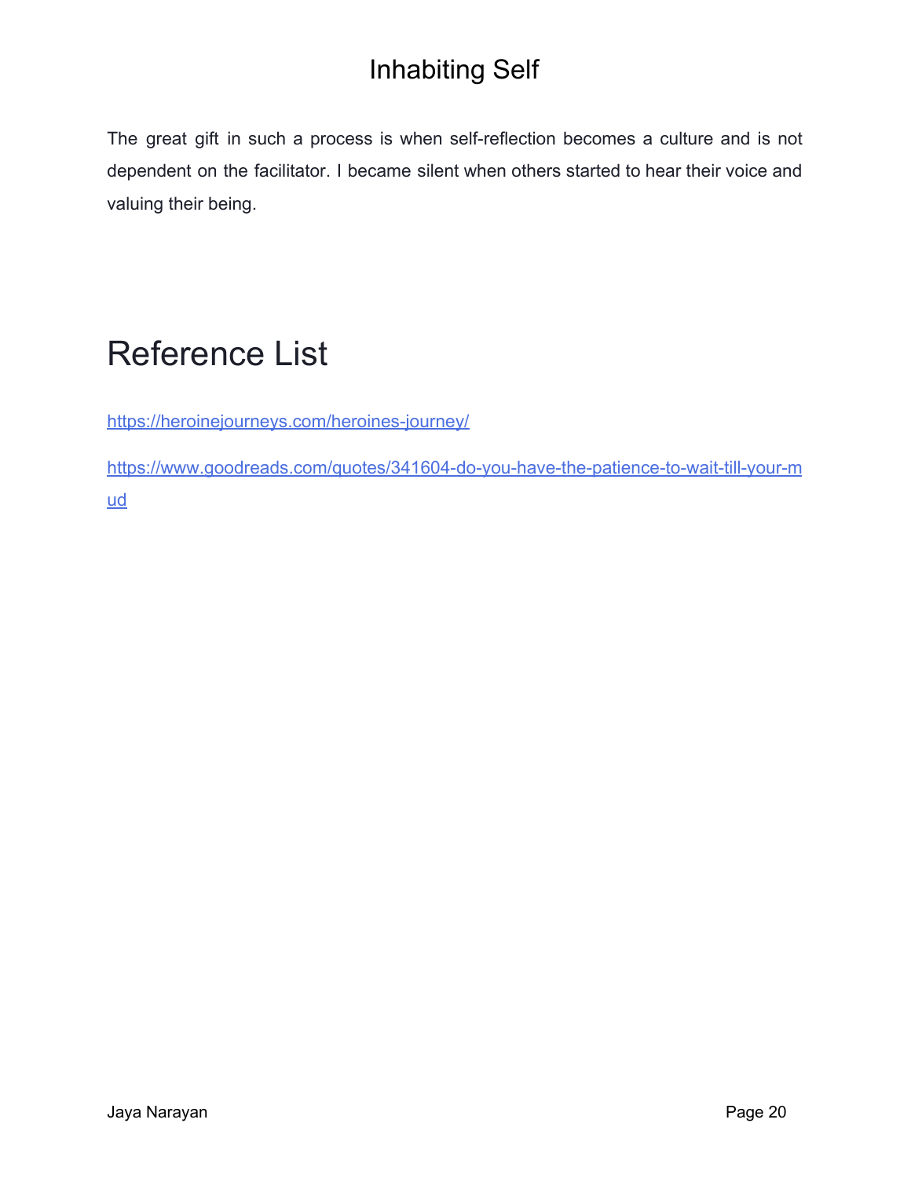The great gift in such a process is when self-reflection becomes a culture and is not dependent on the facilitator. I became silent when others started to hear their voice and valuing their being.

# Reference List

https://heroinejourneys.com/heroines-journey/

https://www.goodreads.com/quotes/341604-do-you-have-the-patience-to-wait-till-your-mud